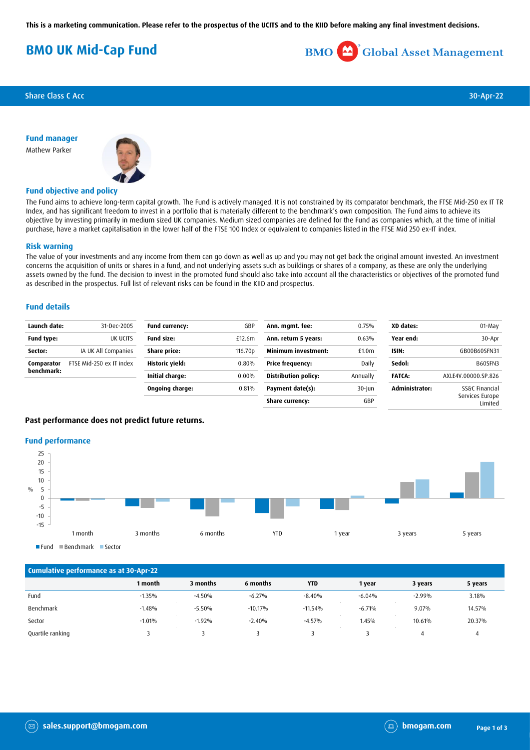This is a marketing communication. Please refer to the prospectus of the UCITS and to the KIID before making any final investment decisions.

# BMO UK Mid-Cap Fund

BMO Global Asset Management

Share Class C Acc — 30-Apr-22

## Fund manager

Mathew Parker

## Fund objective and policy

The Fund aims to achieve long-term capital growth. The Fund is actively managed. It is not constrained by its comparator benchmark, the FTSE Mid-250 ex IT TR Index, and has significant freedom to invest in a portfolio that is materially different to the benchmark's own composition. The Fund aims to achieve its objective by investing primarily in medium sized UK companies. Medium sized companies are defined for the Fund as companies which, at the time of initial purchase, have a market capitalisation in the lower half of the FTSE 100 Index or equivalent to companies listed in the FTSE Mid 250 ex-IT index.

## Risk warning

The value of your investments and any income from them can go down as well as up and you may not get back the original amount invested. An investment concerns the acquisition of units or shares in a fund, and not underlying assets such as buildings or shares of a company, as these are only the underlying assets owned by the fund. The decision to invest in the promoted fund should also take into account all the characteristics or objectives of the promoted fund as described in the prospectus. Full list of relevant risks can be found in the KIID and prospectus.

## Fund details

| | |
|---|---|
| **Launch date:** | 31-Dec-2005 |
| **Fund type:** | UK UCITS |
| **Sector:** | IA UK All Companies |
| **Comparator benchmark:** | FTSE Mid-250 ex IT index |

| | |
|---|---|
| **Fund currency:** | GBP |
| **Fund size:** | £12.6m |
| **Share price:** | 116.70p |
| **Historic yield:** | 0.80% |
| **Initial charge:** | 0.00% |
| **Ongoing charge:** | 0.81% |

| | |
|---|---|
| **Ann. mgmt. fee:** | 0.75% |
| **Ann. return 5 years:** | 0.63% |
| **Minimum investment:** | £1.0m |
| **Price frequency:** | Daily |
| **Distribution policy:** | Annually |
| **Payment date(s):** | 30-Jun |
| **Share currency:** | GBP |

| | |
|---|---|
| **XD dates:** | 01-May |
| **Year end:** | 30-Apr |
| **ISIN:** | GB00B60SFN31 |
| **Sedol:** | B60SFN3 |
| **FATCA:** | AXLE4V.00000.SP.826 |
| **Administrator:** | SS&C Financial Services Europe Limited |

**Past performance does not predict future returns.**

## Fund performance

| Cumulative performance as at 30-Apr-22 | 1 month | 3 months | 6 months | YTD | 1 year | 3 years | 5 years |
|---|---|---|---|---|---|---|---|
| Fund | -1.35% | -4.50% | -6.27% | -8.40% | -6.04% | -2.99% | 3.18% |
| Benchmark | -1.48% | -5.50% | -10.17% | -11.54% | -6.71% | 9.07% | 14.57% |
| Sector | -1.01% | -1.92% | -2.40% | -4.57% | 1.45% | 10.61% | 20.37% |
| Quartile ranking | 3 | 3 | 3 | 3 | 3 | 4 | 4 |

sales.support@bmogam.com

bmogam.com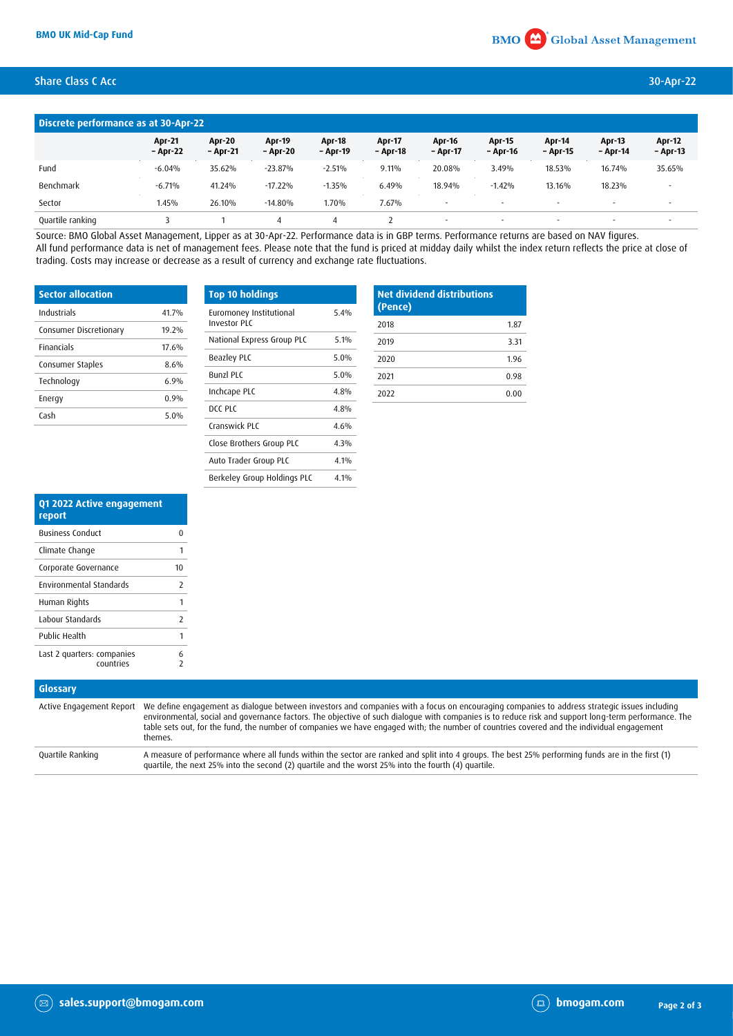## Share Class C Acc

30-Apr-22

### Discrete performance as at 30-Apr-22

| | Apr-21 – Apr-22 | Apr-20 – Apr-21 | Apr-19 – Apr-20 | Apr-18 – Apr-19 | Apr-17 – Apr-18 | Apr-16 – Apr-17 | Apr-15 – Apr-16 | Apr-14 – Apr-15 | Apr-13 – Apr-14 | Apr-12 – Apr-13 |
|---|---|---|---|---|---|---|---|---|---|---|
| Fund | -6.04% | 35.62% | -23.87% | -2.51% | 9.11% | 20.08% | 3.49% | 18.53% | 16.74% | 35.65% |
| Benchmark | -6.71% | 41.24% | -17.22% | -1.35% | 6.49% | 18.94% | -1.42% | 13.16% | 18.23% | - |
| Sector | 1.45% | 26.10% | -14.80% | 1.70% | 7.67% | - | - | - | - | - |
| Quartile ranking | 3 | 1 | 4 | 4 | 2 | - | - | - | - | - |

Source: BMO Global Asset Management, Lipper as at 30-Apr-22. Performance data is in GBP terms. Performance returns are based on NAV figures. All fund performance data is net of management fees. Please note that the fund is priced at midday daily whilst the index return reflects the price at close of trading. Costs may increase or decrease as a result of currency and exchange rate fluctuations.

### Sector allocation

| Sector allocation | |
|---|---|
| Industrials | 41.7% |
| Consumer Discretionary | 19.2% |
| Financials | 17.6% |
| Consumer Staples | 8.6% |
| Technology | 6.9% |
| Energy | 0.9% |
| Cash | 5.0% |

### Top 10 holdings

| Top 10 holdings | |
|---|---|
| Euromoney Institutional Investor PLC | 5.4% |
| National Express Group PLC | 5.1% |
| Beazley PLC | 5.0% |
| Bunzl PLC | 5.0% |
| Inchcape PLC | 4.8% |
| DCC PLC | 4.8% |
| Cranswick PLC | 4.6% |
| Close Brothers Group PLC | 4.3% |
| Auto Trader Group PLC | 4.1% |
| Berkeley Group Holdings PLC | 4.1% |

### Net dividend distributions (Pence)

| Net dividend distributions (Pence) | |
|---|---|
| 2018 | 1.87 |
| 2019 | 3.31 |
| 2020 | 1.96 |
| 2021 | 0.98 |
| 2022 | 0.00 |

### Q1 2022 Active engagement report

| Q1 2022 Active engagement report | |
|---|---|
| Business Conduct | 0 |
| Climate Change | 1 |
| Corporate Governance | 10 |
| Environmental Standards | 2 |
| Human Rights | 1 |
| Labour Standards | 2 |
| Public Health | 1 |
| Last 2 quarters: companies | 6 |
| countries | 2 |

### Glossary

| Glossary | |
|---|---|
| Active Engagement Report | We define engagement as dialogue between investors and companies with a focus on encouraging companies to address strategic issues including environmental, social and governance factors. The objective of such dialogue with companies is to reduce risk and support long-term performance. The table sets out, for the fund, the number of companies we have engaged with; the number of countries covered and the individual engagement themes. |
| Quartile Ranking | A measure of performance where all funds within the sector are ranked and split into 4 groups. The best 25% performing funds are in the first (1) quartile, the next 25% into the second (2) quartile and the worst 25% into the fourth (4) quartile. |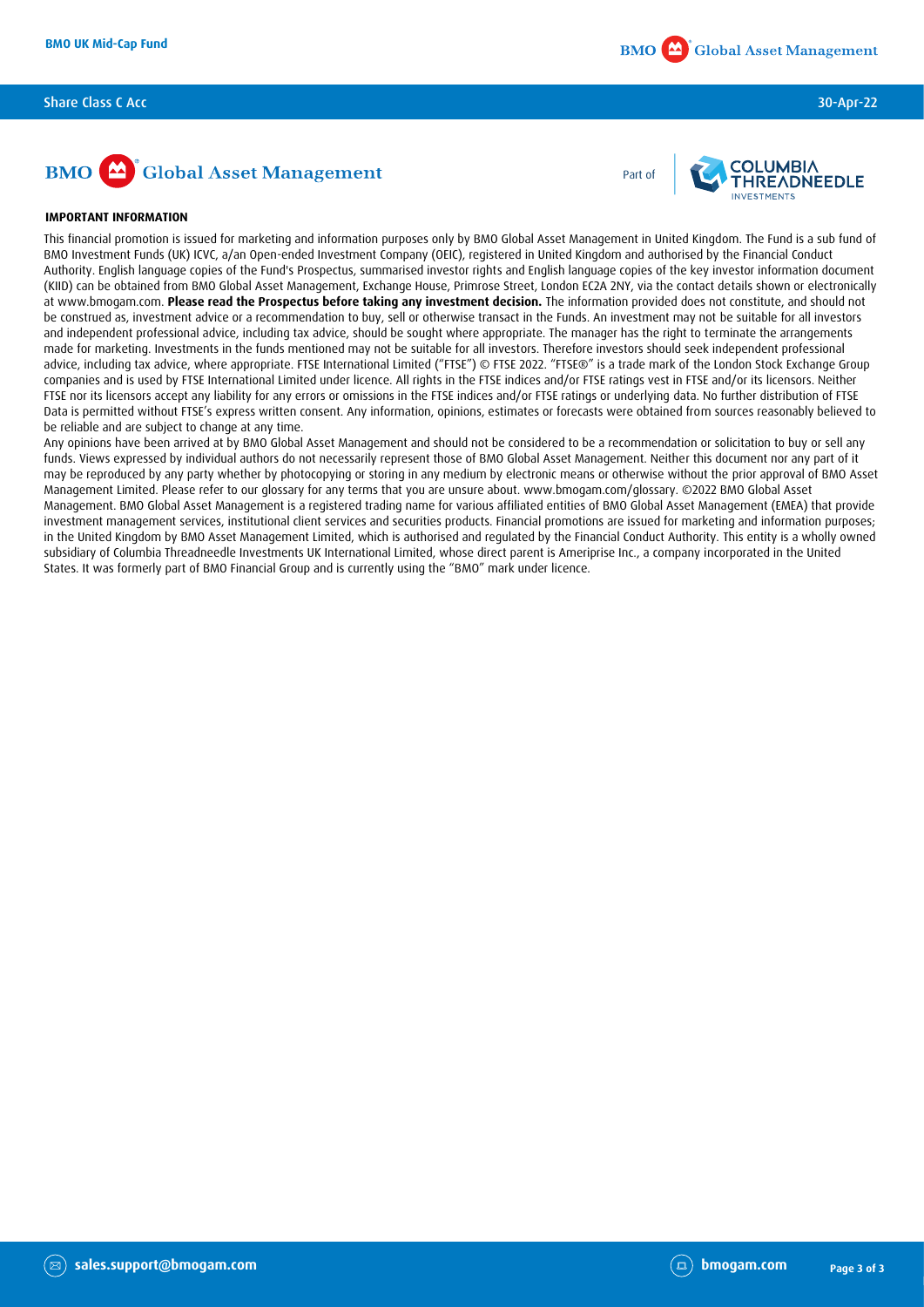## IMPORTANT INFORMATION

This financial promotion is issued for marketing and information purposes only by BMO Global Asset Management in United Kingdom. The Fund is a sub fund of BMO Investment Funds (UK) ICVC, a/an Open-ended Investment Company (OEIC), registered in United Kingdom and authorised by the Financial Conduct Authority. English language copies of the Fund's Prospectus, summarised investor rights and English language copies of the key investor information document (KIID) can be obtained from BMO Global Asset Management, Exchange House, Primrose Street, London EC2A 2NY, via the contact details shown or electronically at www.bmogam.com. **Please read the Prospectus before taking any investment decision.** The information provided does not constitute, and should not be construed as, investment advice or a recommendation to buy, sell or otherwise transact in the Funds. An investment may not be suitable for all investors and independent professional advice, including tax advice, should be sought where appropriate. The manager has the right to terminate the arrangements made for marketing. Investments in the funds mentioned may not be suitable for all investors. Therefore investors should seek independent professional advice, including tax advice, where appropriate. FTSE International Limited ("FTSE") © FTSE 2022. "FTSE®" is a trade mark of the London Stock Exchange Group companies and is used by FTSE International Limited under licence. All rights in the FTSE indices and/or FTSE ratings vest in FTSE and/or its licensors. Neither FTSE nor its licensors accept any liability for any errors or omissions in the FTSE indices and/or FTSE ratings or underlying data. No further distribution of FTSE Data is permitted without FTSE's express written consent. Any information, opinions, estimates or forecasts were obtained from sources reasonably believed to be reliable and are subject to change at any time.

Any opinions have been arrived at by BMO Global Asset Management and should not be considered to be a recommendation or solicitation to buy or sell any funds. Views expressed by individual authors do not necessarily represent those of BMO Global Asset Management. Neither this document nor any part of it may be reproduced by any party whether by photocopying or storing in any medium by electronic means or otherwise without the prior approval of BMO Asset Management Limited. Please refer to our glossary for any terms that you are unsure about. www.bmogam.com/glossary. ©2022 BMO Global Asset Management. BMO Global Asset Management is a registered trading name for various affiliated entities of BMO Global Asset Management (EMEA) that provide investment management services, institutional client services and securities products. Financial promotions are issued for marketing and information purposes; in the United Kingdom by BMO Asset Management Limited, which is authorised and regulated by the Financial Conduct Authority. This entity is a wholly owned subsidiary of Columbia Threadneedle Investments UK International Limited, whose direct parent is Ameriprise Inc., a company incorporated in the United States. It was formerly part of BMO Financial Group and is currently using the "BMO" mark under licence.